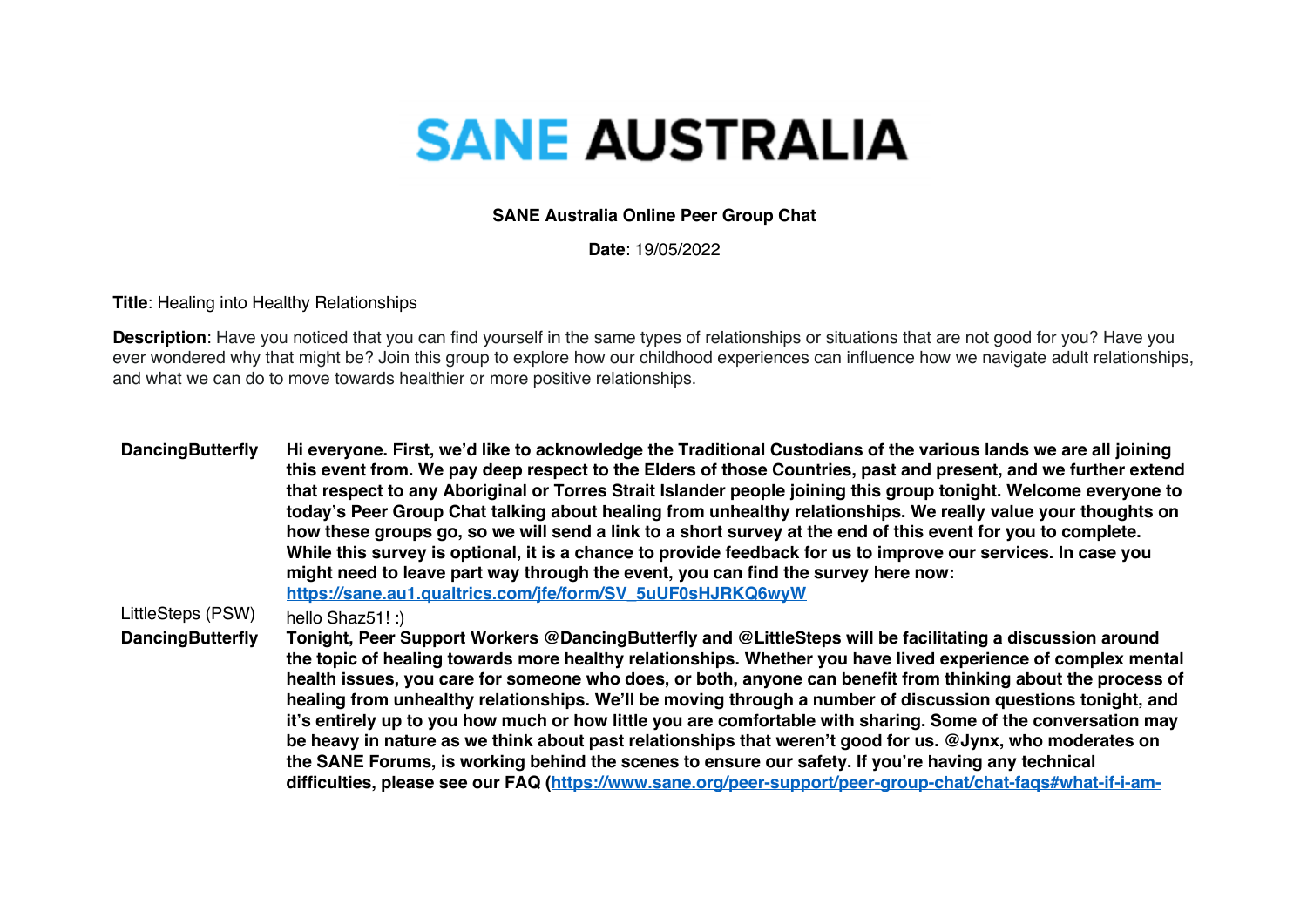# SANE AUSTRALIA

**SANE Australia Online Peer Group Chat**

**Date**: 19/05/2022

**Title**: Healing into Healthy Relationships

**Description**: Have you noticed that you can find yourself in the same types of relationships or situations that are not good for you? Have you ever wondered why that might be? Join this group to explore how our childhood experiences can influence how we navigate adult relationships, and what we can do to move towards healthier or more positive relationships.

| | |
|---|---|
| **DancingButterfly** | **Hi everyone. First, we'd like to acknowledge the Traditional Custodians of the various lands we are all joining this event from. We pay deep respect to the Elders of those Countries, past and present, and we further extend that respect to any Aboriginal or Torres Strait Islander people joining this group tonight. Welcome everyone to today's Peer Group Chat talking about healing from unhealthy relationships. We really value your thoughts on how these groups go, so we will send a link to a short survey at the end of this event for you to complete. While this survey is optional, it is a chance to provide feedback for us to improve our services. In case you might need to leave part way through the event, you can find the survey here now: [https://sane.au1.qualtrics.com/jfe/form/SV_5uUF0sHJRKQ6wyW](https://sane.au1.qualtrics.com/jfe/form/SV_5uUF0sHJRKQ6wyW)** |
| LittleSteps (PSW) | hello Shaz51! :) |
| **DancingButterfly** | **Tonight, Peer Support Workers @DancingButterfly and @LittleSteps will be facilitating a discussion around the topic of healing towards more healthy relationships. Whether you have lived experience of complex mental health issues, you care for someone who does, or both, anyone can benefit from thinking about the process of healing from unhealthy relationships. We'll be moving through a number of discussion questions tonight, and it's entirely up to you how much or how little you are comfortable with sharing. Some of the conversation may be heavy in nature as we think about past relationships that weren't good for us. @Jynx, who moderates on the SANE Forums, is working behind the scenes to ensure our safety. If you're having any technical difficulties, please see our FAQ (https://www.sane.org/peer-support/peer-group-chat/chat-faqs#what-if-i-am-** |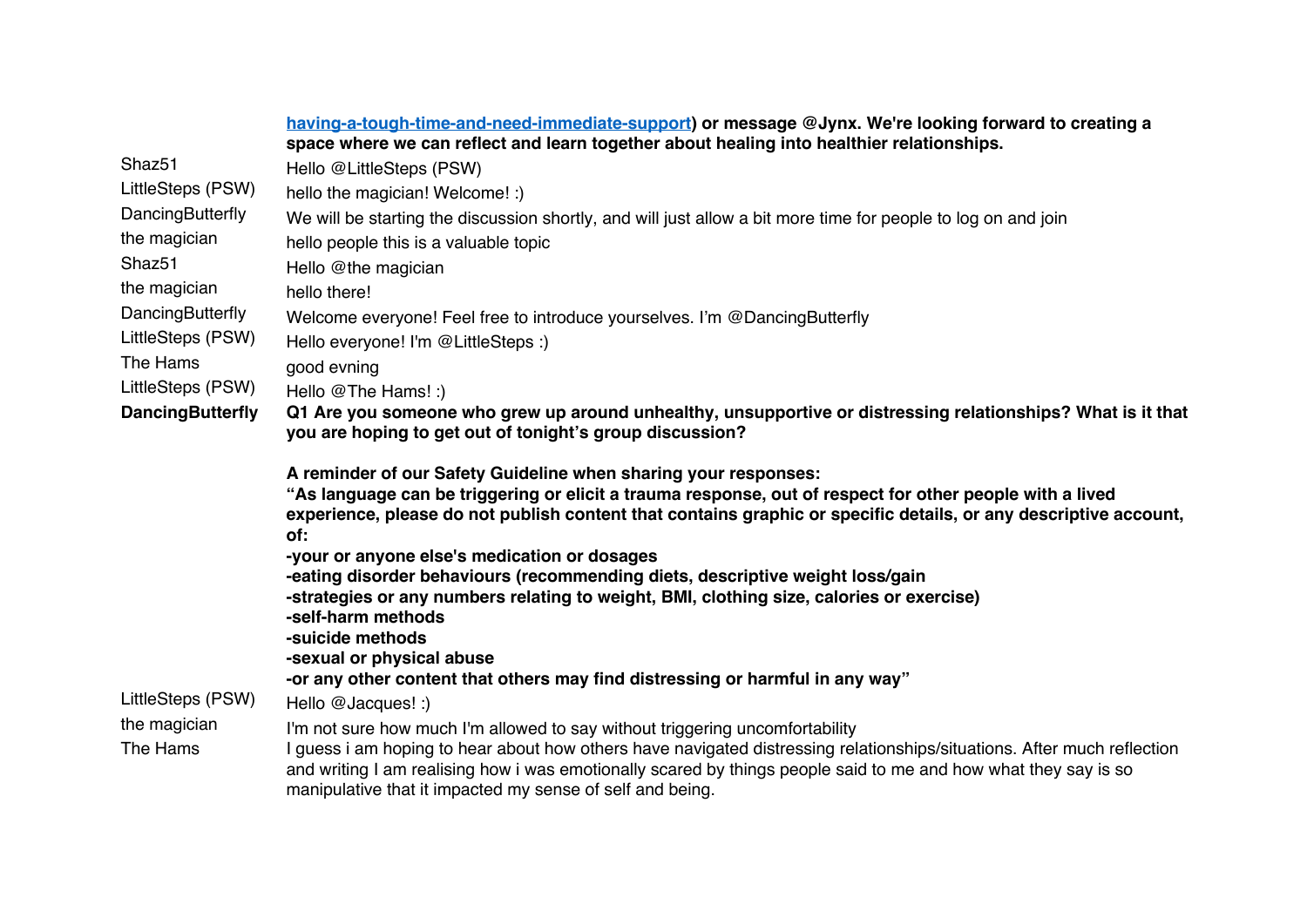**having-a-tough-time-and-need-immediate-support) or message @Jynx. We're looking forward to creating a space where we can reflect and learn together about healing into healthier relationships.**

| | |
|---|---|
| Shaz51 | Hello @LittleSteps (PSW) |
| LittleSteps (PSW) | hello the magician! Welcome! :) |
| DancingButterfly | We will be starting the discussion shortly, and will just allow a bit more time for people to log on and join |
| the magician | hello people this is a valuable topic |
| Shaz51 | Hello @the magician |
| the magician | hello there! |
| DancingButterfly | Welcome everyone! Feel free to introduce yourselves. I'm @DancingButterfly |
| LittleSteps (PSW) | Hello everyone! I'm @LittleSteps :) |
| The Hams | good evning |
| LittleSteps (PSW) | Hello @The Hams! :) |
| **DancingButterfly** | **Q1 Are you someone who grew up around unhealthy, unsupportive or distressing relationships? What is it that you are hoping to get out of tonight's group discussion?**<br><br>**A reminder of our Safety Guideline when sharing your responses:**<br>**"As language can be triggering or elicit a trauma response, out of respect for other people with a lived experience, please do not publish content that contains graphic or specific details, or any descriptive account, of:**<br>**-your or anyone else's medication or dosages**<br>**-eating disorder behaviours (recommending diets, descriptive weight loss/gain**<br>**-strategies or any numbers relating to weight, BMI, clothing size, calories or exercise)**<br>**-self-harm methods**<br>**-suicide methods**<br>**-sexual or physical abuse**<br>**-or any other content that others may find distressing or harmful in any way"** |
| LittleSteps (PSW) | Hello @Jacques! :) |
| the magician | I'm not sure how much I'm allowed to say without triggering uncomfortability |
| The Hams | I guess i am hoping to hear about how others have navigated distressing relationships/situations. After much reflection and writing I am realising how i was emotionally scared by things people said to me and how what they say is so manipulative that it impacted my sense of self and being. |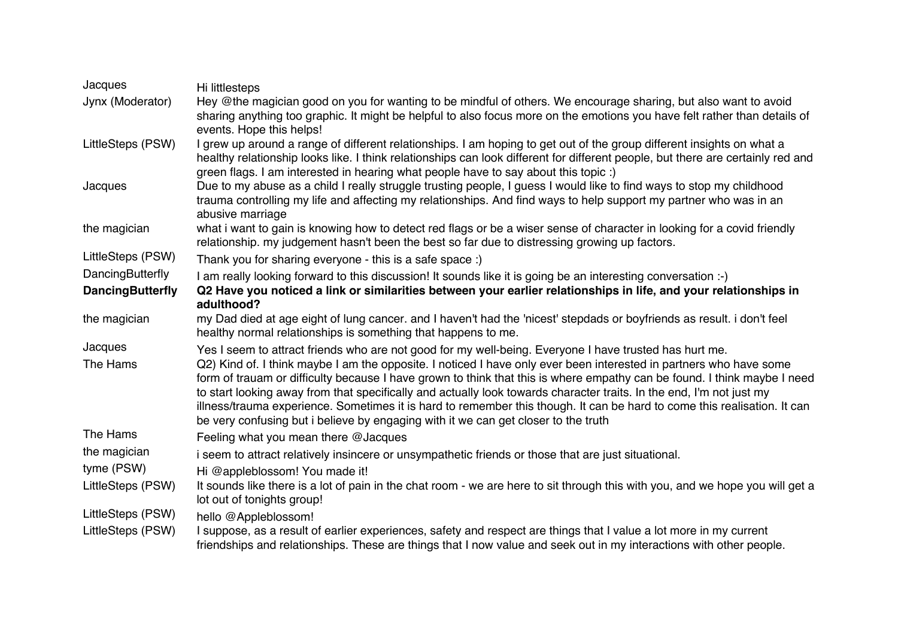| | |
|---|---|
| Jacques | Hi littlesteps |
| Jynx (Moderator) | Hey @the magician good on you for wanting to be mindful of others. We encourage sharing, but also want to avoid sharing anything too graphic. It might be helpful to also focus more on the emotions you have felt rather than details of events. Hope this helps! |
| LittleSteps (PSW) | I grew up around a range of different relationships. I am hoping to get out of the group different insights on what a healthy relationship looks like. I think relationships can look different for different people, but there are certainly red and green flags. I am interested in hearing what people have to say about this topic :) |
| Jacques | Due to my abuse as a child I really struggle trusting people, I guess I would like to find ways to stop my childhood trauma controlling my life and affecting my relationships. And find ways to help support my partner who was in an abusive marriage |
| the magician | what i want to gain is knowing how to detect red flags or be a wiser sense of character in looking for a covid friendly relationship. my judgement hasn't been the best so far due to distressing growing up factors. |
| LittleSteps (PSW) | Thank you for sharing everyone - this is a safe space :) |
| DancingButterfly | I am really looking forward to this discussion! It sounds like it is going be an interesting conversation :-) |
| **DancingButterfly** | **Q2 Have you noticed a link or similarities between your earlier relationships in life, and your relationships in adulthood?** |
| the magician | my Dad died at age eight of lung cancer. and I haven't had the 'nicest' stepdads or boyfriends as result. i don't feel healthy normal relationships is something that happens to me. |
| Jacques | Yes I seem to attract friends who are not good for my well-being. Everyone I have trusted has hurt me. |
| The Hams | Q2) Kind of. I think maybe I am the opposite. I noticed I have only ever been interested in partners who have some form of trauam or difficulty because I have grown to think that this is where empathy can be found. I think maybe I need to start looking away from that specifically and actually look towards character traits. In the end, I'm not just my illness/trauma experience. Sometimes it is hard to remember this though. It can be hard to come this realisation. It can be very confusing but i believe by engaging with it we can get closer to the truth |
| The Hams | Feeling what you mean there @Jacques |
| the magician | i seem to attract relatively insincere or unsympathetic friends or those that are just situational. |
| tyme (PSW) | Hi @appleblossom! You made it! |
| LittleSteps (PSW) | It sounds like there is a lot of pain in the chat room - we are here to sit through this with you, and we hope you will get a lot out of tonights group! |
| LittleSteps (PSW) | hello @Appleblossom! |
| LittleSteps (PSW) | I suppose, as a result of earlier experiences, safety and respect are things that I value a lot more in my current friendships and relationships. These are things that I now value and seek out in my interactions with other people. |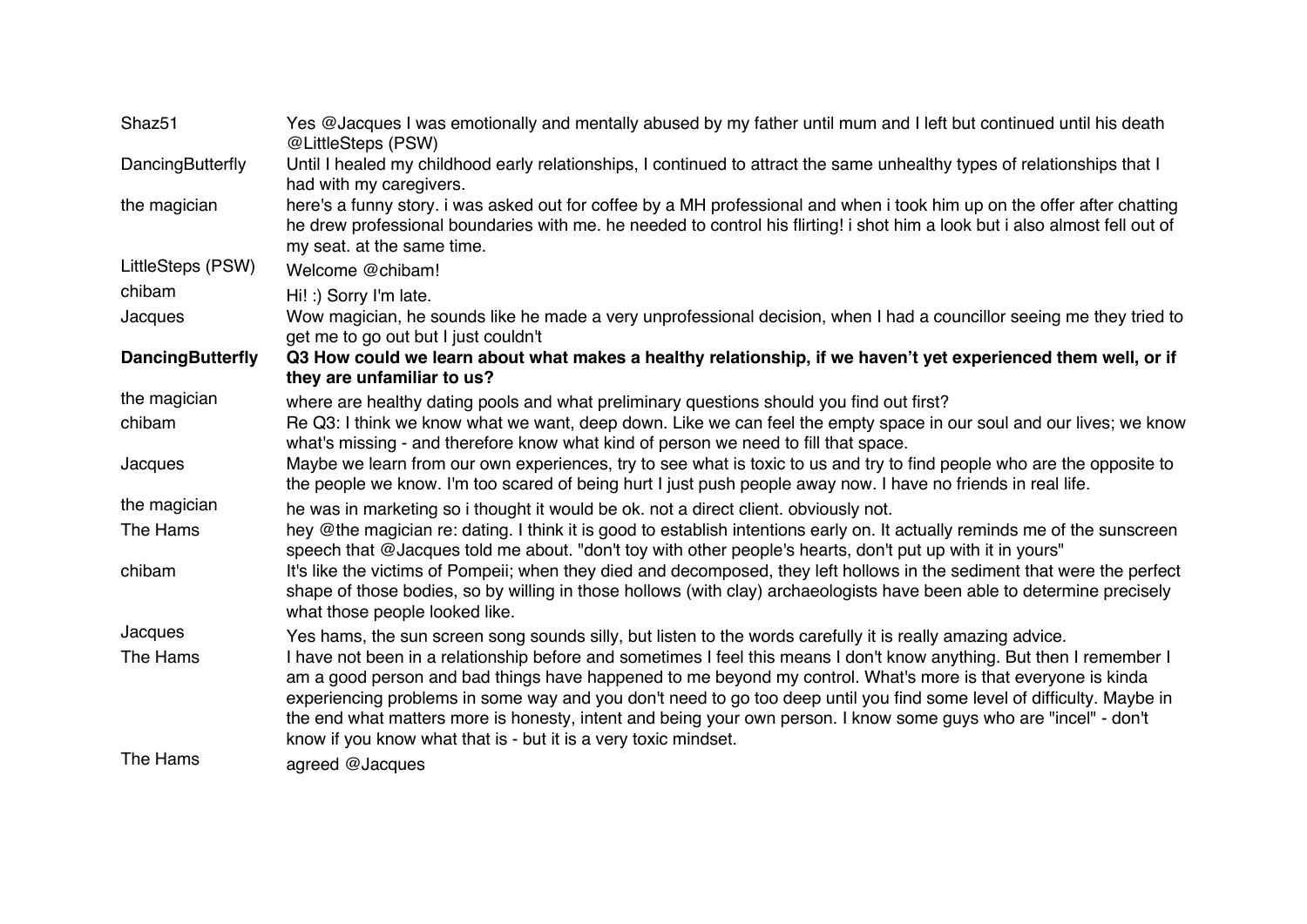| | |
|---|---|
| Shaz51 | Yes @Jacques I was emotionally and mentally abused by my father until mum and I left but continued until his death @LittleSteps (PSW) |
| DancingButterfly | Until I healed my childhood early relationships, I continued to attract the same unhealthy types of relationships that I had with my caregivers. |
| the magician | here's a funny story. i was asked out for coffee by a MH professional and when i took him up on the offer after chatting he drew professional boundaries with me. he needed to control his flirting! i shot him a look but i also almost fell out of my seat. at the same time. |
| LittleSteps (PSW) | Welcome @chibam! |
| chibam | Hi! :) Sorry I'm late. |
| Jacques | Wow magician, he sounds like he made a very unprofessional decision, when I had a councillor seeing me they tried to get me to go out but I just couldn't |
| **DancingButterfly** | **Q3 How could we learn about what makes a healthy relationship, if we haven't yet experienced them well, or if they are unfamiliar to us?** |
| the magician | where are healthy dating pools and what preliminary questions should you find out first? |
| chibam | Re Q3: I think we know what we want, deep down. Like we can feel the empty space in our soul and our lives; we know what's missing - and therefore know what kind of person we need to fill that space. |
| Jacques | Maybe we learn from our own experiences, try to see what is toxic to us and try to find people who are the opposite to the people we know. I'm too scared of being hurt I just push people away now. I have no friends in real life. |
| the magician | he was in marketing so i thought it would be ok. not a direct client. obviously not. |
| The Hams | hey @the magician re: dating. I think it is good to establish intentions early on. It actually reminds me of the sunscreen speech that @Jacques told me about. "don't toy with other people's hearts, don't put up with it in yours" |
| chibam | It's like the victims of Pompeii; when they died and decomposed, they left hollows in the sediment that were the perfect shape of those bodies, so by willing in those hollows (with clay) archaeologists have been able to determine precisely what those people looked like. |
| Jacques | Yes hams, the sun screen song sounds silly, but listen to the words carefully it is really amazing advice. |
| The Hams | I have not been in a relationship before and sometimes I feel this means I don't know anything. But then I remember I am a good person and bad things have happened to me beyond my control. What's more is that everyone is kinda experiencing problems in some way and you don't need to go too deep until you find some level of difficulty. Maybe in the end what matters more is honesty, intent and being your own person. I know some guys who are "incel" - don't know if you know what that is - but it is a very toxic mindset. |
| The Hams | agreed @Jacques |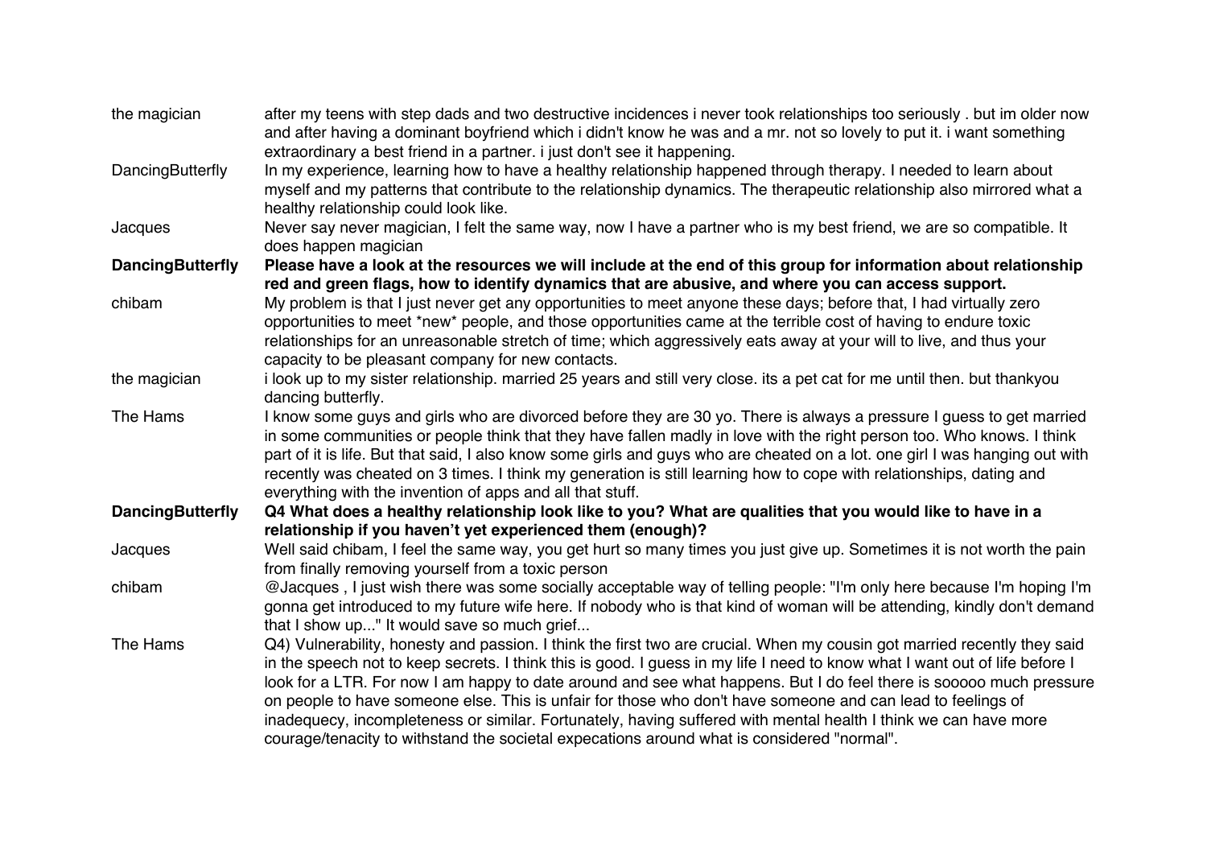| | |
|---|---|
| the magician | after my teens with step dads and two destructive incidences i never took relationships too seriously . but im older now and after having a dominant boyfriend which i didn't know he was and a mr. not so lovely to put it. i want something extraordinary a best friend in a partner. i just don't see it happening. |
| DancingButterfly | In my experience, learning how to have a healthy relationship happened through therapy. I needed to learn about myself and my patterns that contribute to the relationship dynamics. The therapeutic relationship also mirrored what a healthy relationship could look like. |
| Jacques | Never say never magician, I felt the same way, now I have a partner who is my best friend, we are so compatible. It does happen magician |
| **DancingButterfly** | **Please have a look at the resources we will include at the end of this group for information about relationship red and green flags, how to identify dynamics that are abusive, and where you can access support.** |
| chibam | My problem is that I just never get any opportunities to meet anyone these days; before that, I had virtually zero opportunities to meet *new* people, and those opportunities came at the terrible cost of having to endure toxic relationships for an unreasonable stretch of time; which aggressively eats away at your will to live, and thus your capacity to be pleasant company for new contacts. |
| the magician | i look up to my sister relationship. married 25 years and still very close. its a pet cat for me until then. but thankyou dancing butterfly. |
| The Hams | I know some guys and girls who are divorced before they are 30 yo. There is always a pressure I guess to get married in some communities or people think that they have fallen madly in love with the right person too. Who knows. I think part of it is life. But that said, I also know some girls and guys who are cheated on a lot. one girl I was hanging out with recently was cheated on 3 times. I think my generation is still learning how to cope with relationships, dating and everything with the invention of apps and all that stuff. |
| **DancingButterfly** | **Q4 What does a healthy relationship look like to you? What are qualities that you would like to have in a relationship if you haven't yet experienced them (enough)?** |
| Jacques | Well said chibam, I feel the same way, you get hurt so many times you just give up. Sometimes it is not worth the pain from finally removing yourself from a toxic person |
| chibam | @Jacques , I just wish there was some socially acceptable way of telling people: "I'm only here because I'm hoping I'm gonna get introduced to my future wife here. If nobody who is that kind of woman will be attending, kindly don't demand that I show up..." It would save so much grief... |
| The Hams | Q4) Vulnerability, honesty and passion. I think the first two are crucial. When my cousin got married recently they said in the speech not to keep secrets. I think this is good. I guess in my life I need to know what I want out of life before I look for a LTR. For now I am happy to date around and see what happens. But I do feel there is sooooo much pressure on people to have someone else. This is unfair for those who don't have someone and can lead to feelings of inadequecy, incompleteness or similar. Fortunately, having suffered with mental health I think we can have more courage/tenacity to withstand the societal expecations around what is considered "normal". |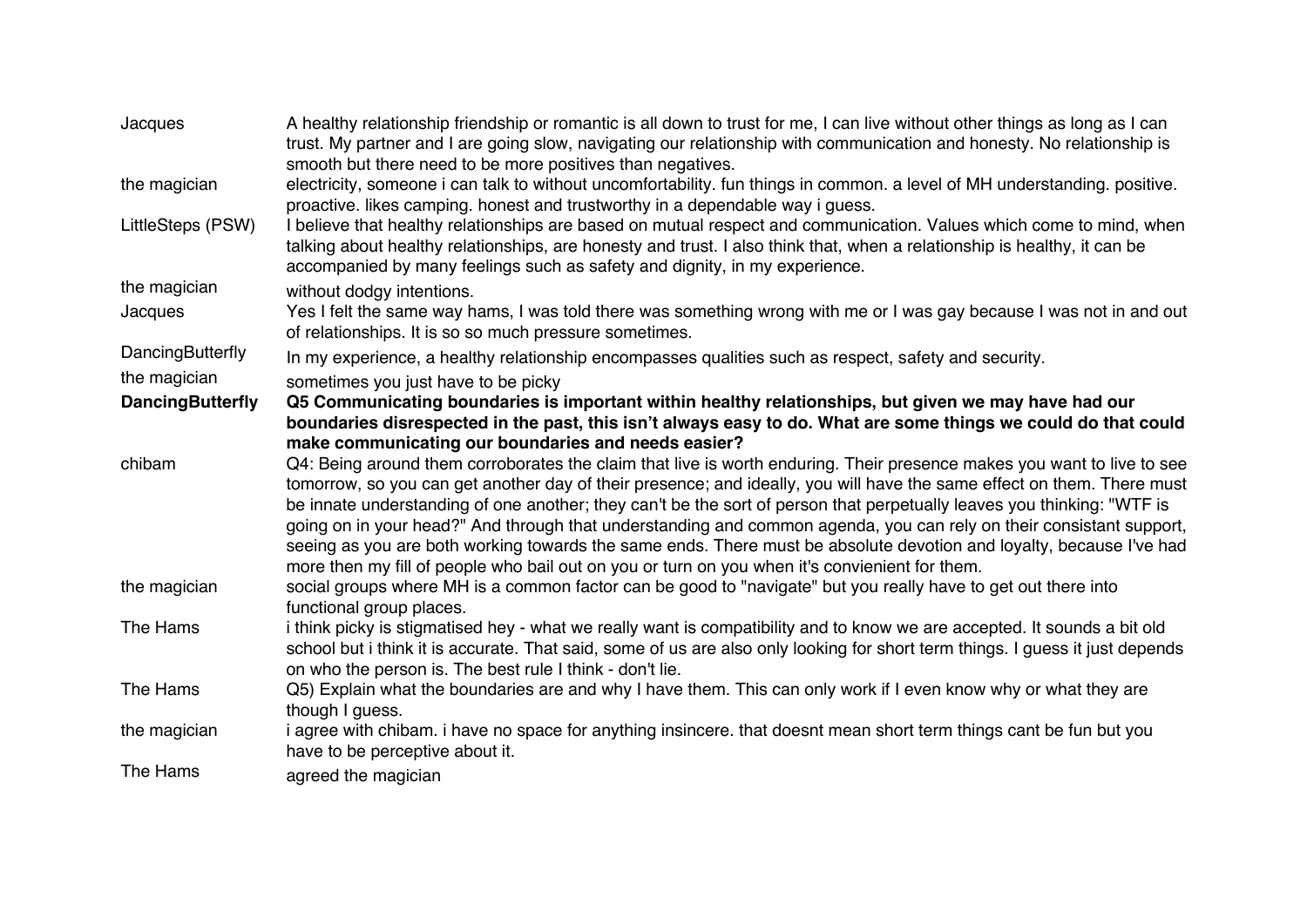| | |
|---|---|
| Jacques | A healthy relationship friendship or romantic is all down to trust for me, I can live without other things as long as I can trust. My partner and I are going slow, navigating our relationship with communication and honesty. No relationship is smooth but there need to be more positives than negatives. |
| the magician | electricity, someone i can talk to without uncomfortability. fun things in common. a level of MH understanding. positive. proactive. likes camping. honest and trustworthy in a dependable way i guess. |
| LittleSteps (PSW) | I believe that healthy relationships are based on mutual respect and communication. Values which come to mind, when talking about healthy relationships, are honesty and trust. I also think that, when a relationship is healthy, it can be accompanied by many feelings such as safety and dignity, in my experience. |
| the magician | without dodgy intentions. |
| Jacques | Yes I felt the same way hams, I was told there was something wrong with me or I was gay because I was not in and out of relationships. It is so so much pressure sometimes. |
| DancingButterfly | In my experience, a healthy relationship encompasses qualities such as respect, safety and security. |
| the magician | sometimes you just have to be picky |
| **DancingButterfly** | **Q5 Communicating boundaries is important within healthy relationships, but given we may have had our boundaries disrespected in the past, this isn't always easy to do. What are some things we could do that could make communicating our boundaries and needs easier?** |
| chibam | Q4: Being around them corroborates the claim that live is worth enduring. Their presence makes you want to live to see tomorrow, so you can get another day of their presence; and ideally, you will have the same effect on them. There must be innate understanding of one another; they can't be the sort of person that perpetually leaves you thinking: "WTF is going on in your head?" And through that understanding and common agenda, you can rely on their consistant support, seeing as you are both working towards the same ends. There must be absolute devotion and loyalty, because I've had more then my fill of people who bail out on you or turn on you when it's convienient for them. |
| the magician | social groups where MH is a common factor can be good to "navigate" but you really have to get out there into functional group places. |
| The Hams | i think picky is stigmatised hey - what we really want is compatibility and to know we are accepted. It sounds a bit old school but i think it is accurate. That said, some of us are also only looking for short term things. I guess it just depends on who the person is. The best rule I think - don't lie. |
| The Hams | Q5) Explain what the boundaries are and why I have them. This can only work if I even know why or what they are though I guess. |
| the magician | i agree with chibam. i have no space for anything insincere. that doesnt mean short term things cant be fun but you have to be perceptive about it. |
| The Hams | agreed the magician |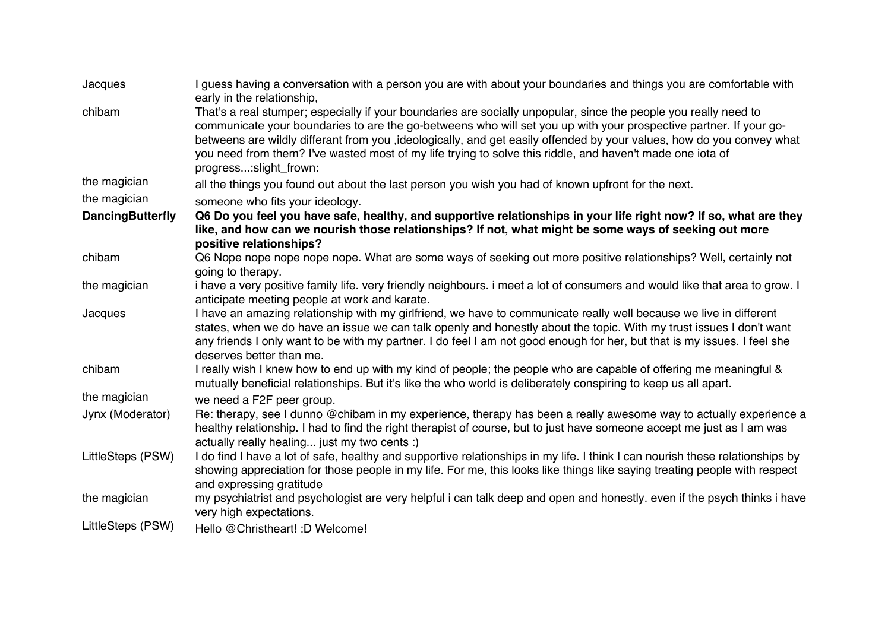| | |
|---|---|
| Jacques | I guess having a conversation with a person you are with about your boundaries and things you are comfortable with early in the relationship, |
| chibam | That's a real stumper; especially if your boundaries are socially unpopular, since the people you really need to communicate your boundaries to are the go-betweens who will set you up with your prospective partner. If your go-betweens are wildly differant from you ,ideologically, and get easily offended by your values, how do you convey what you need from them? I've wasted most of my life trying to solve this riddle, and haven't made one iota of progress...:slight_frown: |
| the magician | all the things you found out about the last person you wish you had of known upfront for the next. |
| the magician | someone who fits your ideology. |
| **DancingButterfly** | **Q6 Do you feel you have safe, healthy, and supportive relationships in your life right now? If so, what are they like, and how can we nourish those relationships? If not, what might be some ways of seeking out more positive relationships?** |
| chibam | Q6 Nope nope nope nope nope. What are some ways of seeking out more positive relationships? Well, certainly not going to therapy. |
| the magician | i have a very positive family life. very friendly neighbours. i meet a lot of consumers and would like that area to grow. I anticipate meeting people at work and karate. |
| Jacques | I have an amazing relationship with my girlfriend, we have to communicate really well because we live in different states, when we do have an issue we can talk openly and honestly about the topic. With my trust issues I don't want any friends I only want to be with my partner. I do feel I am not good enough for her, but that is my issues. I feel she deserves better than me. |
| chibam | I really wish I knew how to end up with my kind of people; the people who are capable of offering me meaningful & mutually beneficial relationships. But it's like the who world is deliberately conspiring to keep us all apart. |
| the magician | we need a F2F peer group. |
| Jynx (Moderator) | Re: therapy, see I dunno @chibam in my experience, therapy has been a really awesome way to actually experience a healthy relationship. I had to find the right therapist of course, but to just have someone accept me just as I am was actually really healing... just my two cents :) |
| LittleSteps (PSW) | I do find I have a lot of safe, healthy and supportive relationships in my life. I think I can nourish these relationships by showing appreciation for those people in my life. For me, this looks like things like saying treating people with respect and expressing gratitude |
| the magician | my psychiatrist and psychologist are very helpful i can talk deep and open and honestly. even if the psych thinks i have very high expectations. |
| LittleSteps (PSW) | Hello @Christheart! :D Welcome! |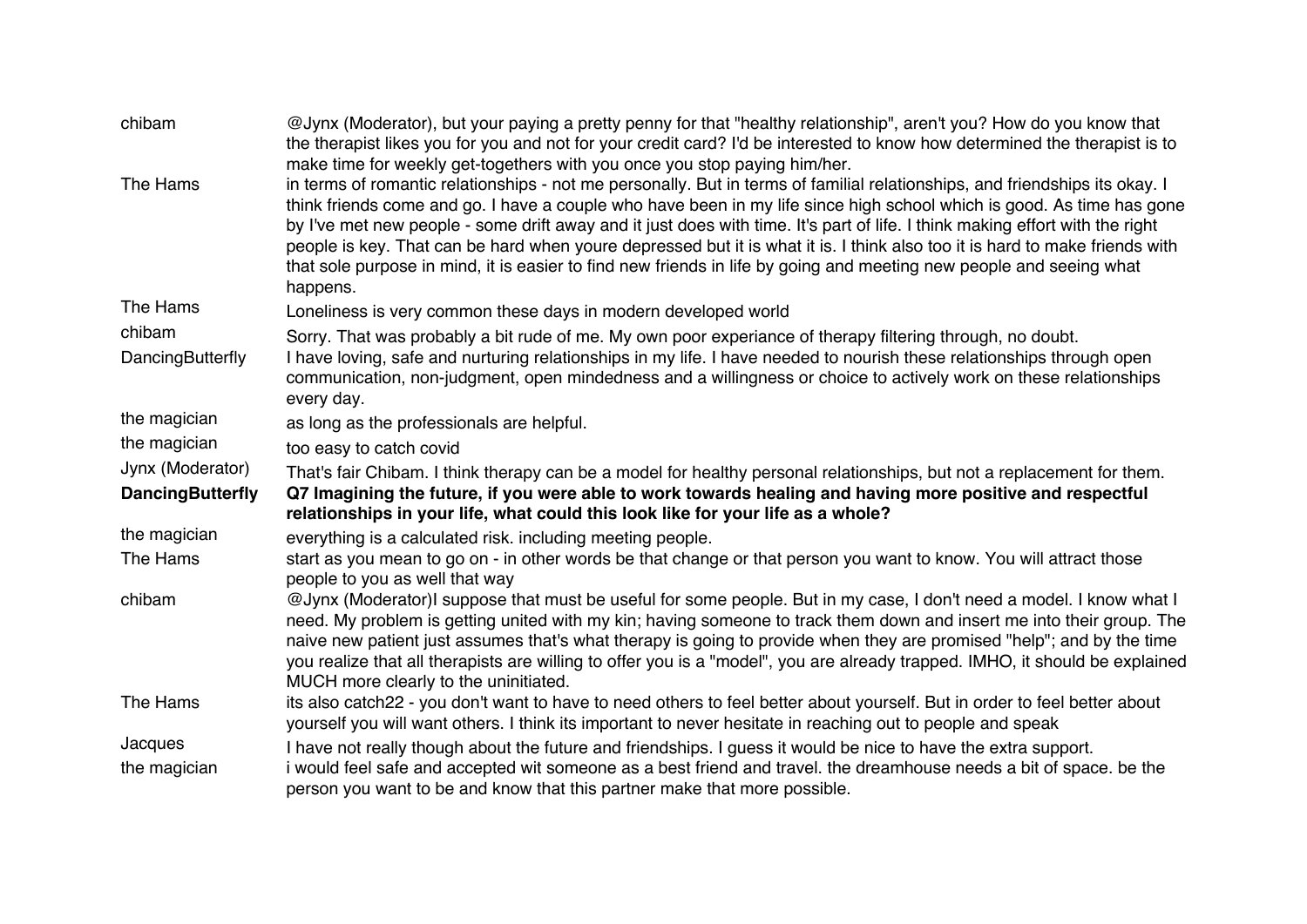| | |
|---|---|
| chibam | @Jynx (Moderator), but your paying a pretty penny for that "healthy relationship", aren't you? How do you know that the therapist likes you for you and not for your credit card? I'd be interested to know how determined the therapist is to make time for weekly get-togethers with you once you stop paying him/her. |
| The Hams | in terms of romantic relationships - not me personally. But in terms of familial relationships, and friendships its okay. I think friends come and go. I have a couple who have been in my life since high school which is good. As time has gone by I've met new people - some drift away and it just does with time. It's part of life. I think making effort with the right people is key. That can be hard when youre depressed but it is what it is. I think also too it is hard to make friends with that sole purpose in mind, it is easier to find new friends in life by going and meeting new people and seeing what happens. |
| The Hams | Loneliness is very common these days in modern developed world |
| chibam | Sorry. That was probably a bit rude of me. My own poor experiance of therapy filtering through, no doubt. |
| DancingButterfly | I have loving, safe and nurturing relationships in my life. I have needed to nourish these relationships through open communication, non-judgment, open mindedness and a willingness or choice to actively work on these relationships every day. |
| the magician | as long as the professionals are helpful. |
| the magician | too easy to catch covid |
| Jynx (Moderator) | That's fair Chibam. I think therapy can be a model for healthy personal relationships, but not a replacement for them. |
| **DancingButterfly** | **Q7 Imagining the future, if you were able to work towards healing and having more positive and respectful relationships in your life, what could this look like for your life as a whole?** |
| the magician | everything is a calculated risk. including meeting people. |
| The Hams | start as you mean to go on - in other words be that change or that person you want to know. You will attract those people to you as well that way |
| chibam | @Jynx (Moderator)I suppose that must be useful for some people. But in my case, I don't need a model. I know what I need. My problem is getting united with my kin; having someone to track them down and insert me into their group. The naive new patient just assumes that's what therapy is going to provide when they are promised "help"; and by the time you realize that all therapists are willing to offer you is a "model", you are already trapped. IMHO, it should be explained MUCH more clearly to the uninitiated. |
| The Hams | its also catch22 - you don't want to have to need others to feel better about yourself. But in order to feel better about yourself you will want others. I think its important to never hesitate in reaching out to people and speak |
| Jacques | I have not really though about the future and friendships. I guess it would be nice to have the extra support. |
| the magician | i would feel safe and accepted wit someone as a best friend and travel. the dreamhouse needs a bit of space. be the person you want to be and know that this partner make that more possible. |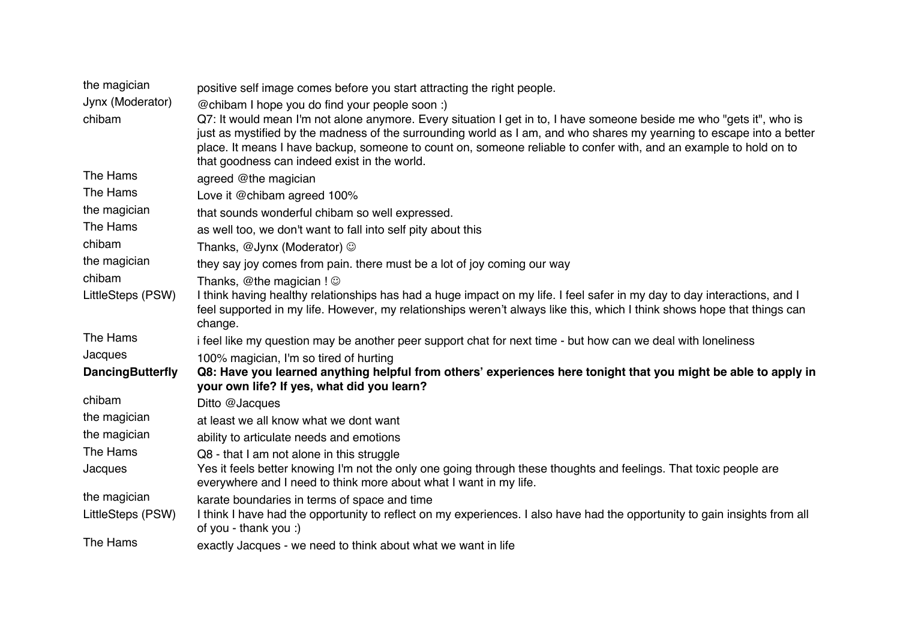| | |
|---|---|
| the magician | positive self image comes before you start attracting the right people. |
| Jynx (Moderator) | @chibam I hope you do find your people soon :) |
| chibam | Q7: It would mean I'm not alone anymore. Every situation I get in to, I have someone beside me who "gets it", who is just as mystified by the madness of the surrounding world as I am, and who shares my yearning to escape into a better place. It means I have backup, someone to count on, someone reliable to confer with, and an example to hold on to that goodness can indeed exist in the world. |
| The Hams | agreed @the magician |
| The Hams | Love it @chibam agreed 100% |
| the magician | that sounds wonderful chibam so well expressed. |
| The Hams | as well too, we don't want to fall into self pity about this |
| chibam | Thanks, @Jynx (Moderator) ☺ |
| the magician | they say joy comes from pain. there must be a lot of joy coming our way |
| chibam | Thanks, @the magician ! ☺ |
| LittleSteps (PSW) | I think having healthy relationships has had a huge impact on my life. I feel safer in my day to day interactions, and I feel supported in my life. However, my relationships weren't always like this, which I think shows hope that things can change. |
| The Hams | i feel like my question may be another peer support chat for next time - but how can we deal with loneliness |
| Jacques | 100% magician, I'm so tired of hurting |
| **DancingButterfly** | **Q8: Have you learned anything helpful from others' experiences here tonight that you might be able to apply in your own life? If yes, what did you learn?** |
| chibam | Ditto @Jacques |
| the magician | at least we all know what we dont want |
| the magician | ability to articulate needs and emotions |
| The Hams | Q8 - that I am not alone in this struggle |
| Jacques | Yes it feels better knowing I'm not the only one going through these thoughts and feelings. That toxic people are everywhere and I need to think more about what I want in my life. |
| the magician | karate boundaries in terms of space and time |
| LittleSteps (PSW) | I think I have had the opportunity to reflect on my experiences. I also have had the opportunity to gain insights from all of you - thank you :) |
| The Hams | exactly Jacques - we need to think about what we want in life |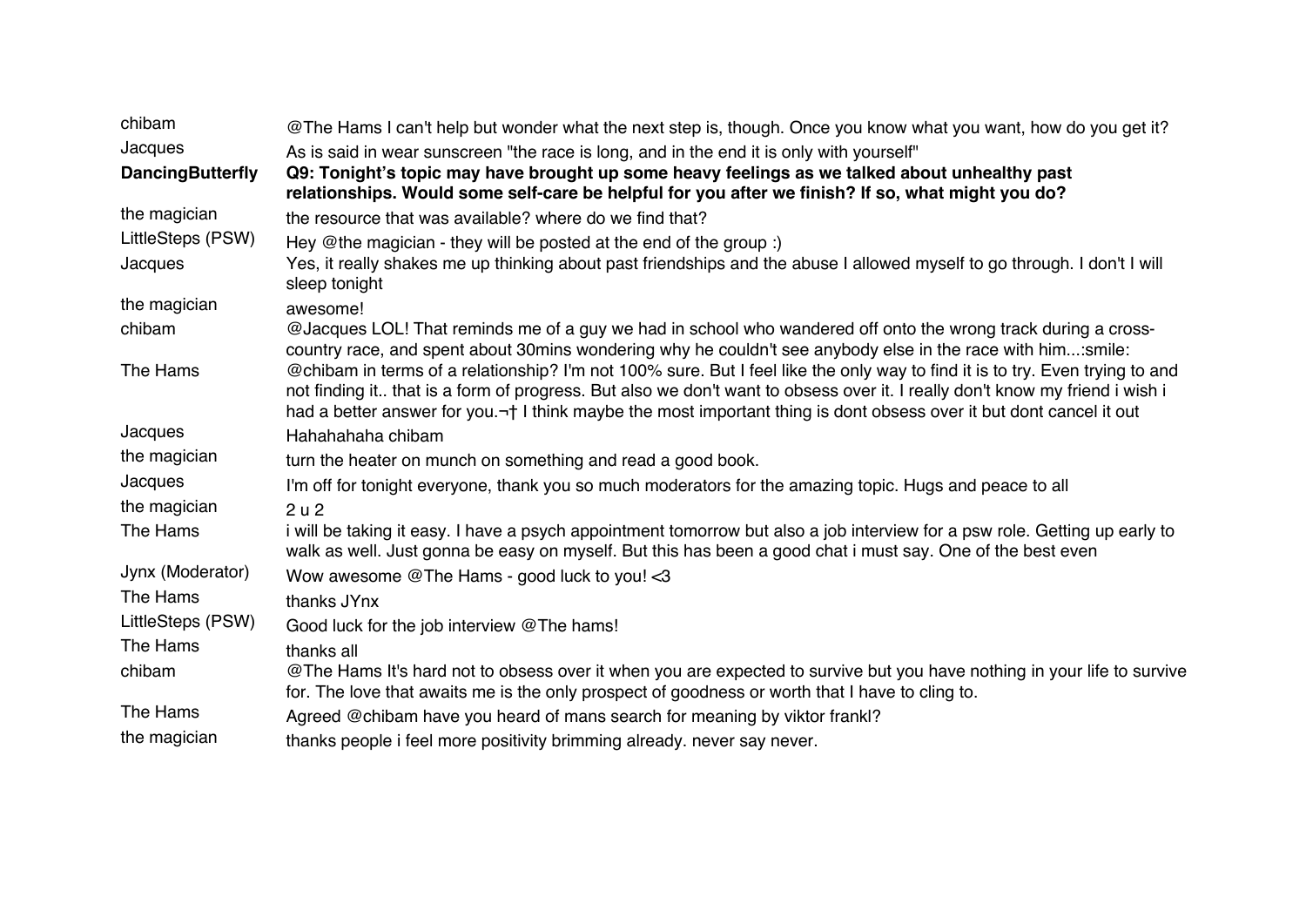| | |
|---|---|
| chibam | @The Hams I can't help but wonder what the next step is, though. Once you know what you want, how do you get it? |
| Jacques | As is said in wear sunscreen "the race is long, and in the end it is only with yourself" |
| **DancingButterfly** | **Q9: Tonight's topic may have brought up some heavy feelings as we talked about unhealthy past relationships. Would some self-care be helpful for you after we finish? If so, what might you do?** |
| the magician | the resource that was available? where do we find that? |
| LittleSteps (PSW) | Hey @the magician - they will be posted at the end of the group :) |
| Jacques | Yes, it really shakes me up thinking about past friendships and the abuse I allowed myself to go through. I don't I will sleep tonight |
| the magician | awesome! |
| chibam | @Jacques LOL! That reminds me of a guy we had in school who wandered off onto the wrong track during a cross-country race, and spent about 30mins wondering why he couldn't see anybody else in the race with him...:smile: |
| The Hams | @chibam in terms of a relationship? I'm not 100% sure. But I feel like the only way to find it is to try. Even trying to and not finding it.. that is a form of progress. But also we don't want to obsess over it. I really don't know my friend i wish i had a better answer for you.¬† I think maybe the most important thing is dont obsess over it but dont cancel it out |
| Jacques | Hahahahaha chibam |
| the magician | turn the heater on munch on something and read a good book. |
| Jacques | I'm off for tonight everyone, thank you so much moderators for the amazing topic. Hugs and peace to all |
| the magician | 2 u 2 |
| The Hams | i will be taking it easy. I have a psych appointment tomorrow but also a job interview for a psw role. Getting up early to walk as well. Just gonna be easy on myself. But this has been a good chat i must say. One of the best even |
| Jynx (Moderator) | Wow awesome @The Hams - good luck to you! <3 |
| The Hams | thanks JYnx |
| LittleSteps (PSW) | Good luck for the job interview @The hams! |
| The Hams | thanks all |
| chibam | @The Hams It's hard not to obsess over it when you are expected to survive but you have nothing in your life to survive for. The love that awaits me is the only prospect of goodness or worth that I have to cling to. |
| The Hams | Agreed @chibam have you heard of mans search for meaning by viktor frankl? |
| the magician | thanks people i feel more positivity brimming already. never say never. |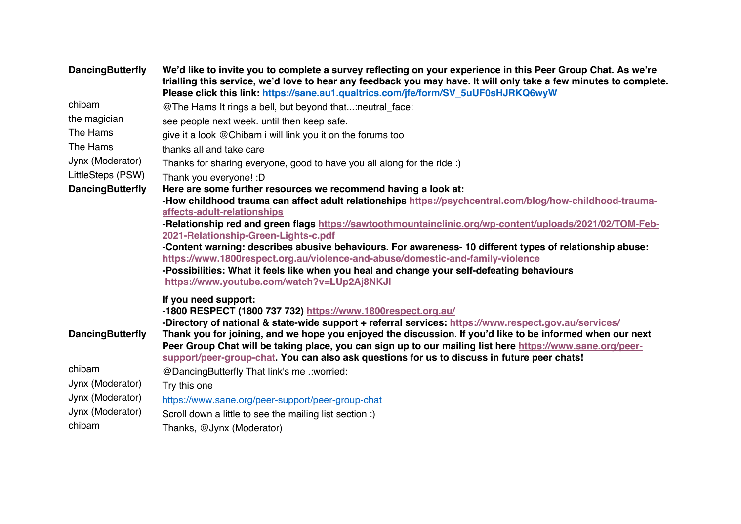| | |
|---|---|
| **DancingButterfly** | **We'd like to invite you to complete a survey reflecting on your experience in this Peer Group Chat. As we're trialling this service, we'd love to hear any feedback you may have. It will only take a few minutes to complete. Please click this link: https://sane.au1.qualtrics.com/jfe/form/SV_5uUF0sHJRKQ6wyW** |
| chibam | @The Hams It rings a bell, but beyond that...:neutral_face: |
| the magician | see people next week. until then keep safe. |
| The Hams | give it a look @Chibam i will link you it on the forums too |
| The Hams | thanks all and take care |
| Jynx (Moderator) | Thanks for sharing everyone, good to have you all along for the ride :) |
| LittleSteps (PSW) | Thank you everyone! :D |
| **DancingButterfly** | **Here are some further resources we recommend having a look at:**<br>**-How childhood trauma can affect adult relationships https://psychcentral.com/blog/how-childhood-trauma-affects-adult-relationships**<br>**-Relationship red and green flags https://sawtoothmountainclinic.org/wp-content/uploads/2021/02/TOM-Feb-2021-Relationship-Green-Lights-c.pdf**<br>**-Content warning: describes abusive behaviours. For awareness- 10 different types of relationship abuse: https://www.1800respect.org.au/violence-and-abuse/domestic-and-family-violence**<br>**-Possibilities: What it feels like when you heal and change your self-defeating behaviours https://www.youtube.com/watch?v=LUp2Aj8NKJI**<br><br>**If you need support:**<br>**-1800 RESPECT (1800 737 732) https://www.1800respect.org.au/**<br>**-Directory of national & state-wide support + referral services: https://www.respect.gov.au/services/** |
| **DancingButterfly** | **Thank you for joining, and we hope you enjoyed the discussion. If you'd like to be informed when our next Peer Group Chat will be taking place, you can sign up to our mailing list here https://www.sane.org/peer-support/peer-group-chat. You can also ask questions for us to discuss in future peer chats!** |
| chibam | @DancingButterfly That link's me .:worried: |
| Jynx (Moderator) | Try this one |
| Jynx (Moderator) | https://www.sane.org/peer-support/peer-group-chat |
| Jynx (Moderator) | Scroll down a little to see the mailing list section :) |
| chibam | Thanks, @Jynx (Moderator) |